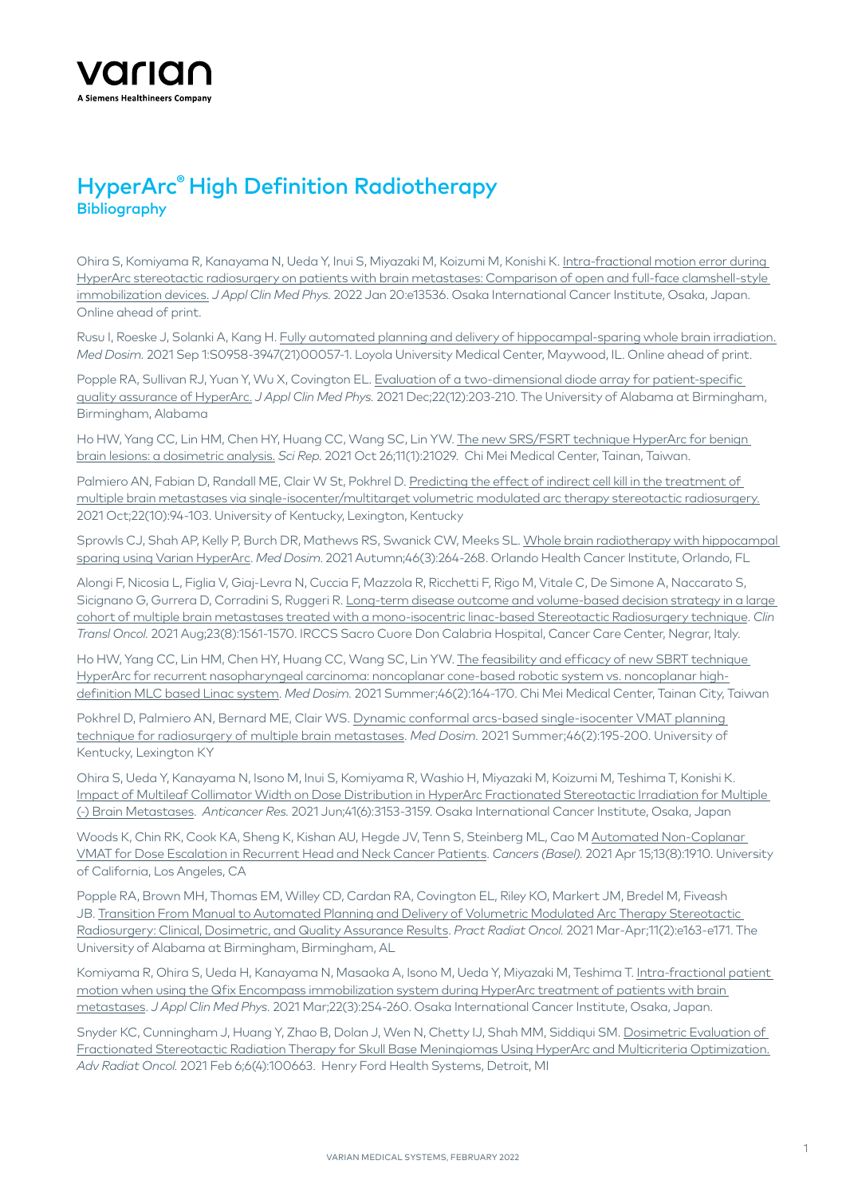varian

A Siemens Healthineers Company

# HyperArc® High Definition Radiotherapy

## Bibliography

Ohira S, Komiyama R, Kanayama N, Ueda Y, Inui S, Miyazaki M, Koizumi M, Konishi K. Intra-fractional motion error during HyperArc stereotactic radiosurgery on patients with brain metastases: Comparison of open and full-face clamshell-style immobilization devices. *J Appl Clin Med Phys.* 2022 Jan 20:e13536. Osaka International Cancer Institute, Osaka, Japan. Online ahead of print.

Rusu I, Roeske J, Solanki A, Kang H. Fully automated planning and delivery of hippocampal-sparing whole brain irradiation. *Med Dosim.* 2021 Sep 1:S0958-3947(21)00057-1. Loyola University Medical Center, Maywood, IL. Online ahead of print.

Popple RA, Sullivan RJ, Yuan Y, Wu X, Covington EL. Evaluation of a two-dimensional diode array for patient-specific quality assurance of HyperArc. *J Appl Clin Med Phys.* 2021 Dec;22(12):203-210. The University of Alabama at Birmingham, Birmingham, Alabama

Ho HW, Yang CC, Lin HM, Chen HY, Huang CC, Wang SC, Lin YW. The new SRS/FSRT technique HyperArc for benign brain lesions: a dosimetric analysis. *Sci Rep.* 2021 Oct 26;11(1):21029. Chi Mei Medical Center, Tainan, Taiwan.

Palmiero AN, Fabian D, Randall ME, Clair W St, Pokhrel D. Predicting the effect of indirect cell kill in the treatment of multiple brain metastases via single-isocenter/multitarget volumetric modulated arc therapy stereotactic radiosurgery. 2021 Oct;22(10):94-103. University of Kentucky, Lexington, Kentucky

Sprowls CJ, Shah AP, Kelly P, Burch DR, Mathews RS, Swanick CW, Meeks SL. Whole brain radiotherapy with hippocampal sparing using Varian HyperArc. *Med Dosim.* 2021 Autumn;46(3):264-268. Orlando Health Cancer Institute, Orlando, FL

Alongi F, Nicosia L, Figlia V, Giaj-Levra N, Cuccia F, Mazzola R, Ricchetti F, Rigo M, Vitale C, De Simone A, Naccarato S, Sicignano G, Gurrera D, Corradini S, Ruggeri R. Long-term disease outcome and volume-based decision strategy in a large cohort of multiple brain metastases treated with a mono-isocentric linac-based Stereotactic Radiosurgery technique. *Clin Transl Oncol.* 2021 Aug;23(8):1561-1570. IRCCS Sacro Cuore Don Calabria Hospital, Cancer Care Center, Negrar, Italy.

Ho HW, Yang CC, Lin HM, Chen HY, Huang CC, Wang SC, Lin YW. The feasibility and efficacy of new SBRT technique HyperArc for recurrent nasopharyngeal carcinoma: noncoplanar cone-based robotic system vs. noncoplanar high-definition MLC based Linac system. *Med Dosim.* 2021 Summer;46(2):164-170. Chi Mei Medical Center, Tainan City, Taiwan

Pokhrel D, Palmiero AN, Bernard ME, Clair WS. Dynamic conformal arcs-based single-isocenter VMAT planning technique for radiosurgery of multiple brain metastases. *Med Dosim.* 2021 Summer;46(2):195-200. University of Kentucky, Lexington KY

Ohira S, Ueda Y, Kanayama N, Isono M, Inui S, Komiyama R, Washio H, Miyazaki M, Koizumi M, Teshima T, Konishi K. Impact of Multileaf Collimator Width on Dose Distribution in HyperArc Fractionated Stereotactic Irradiation for Multiple (-) Brain Metastases. *Anticancer Res.* 2021 Jun;41(6):3153-3159. Osaka International Cancer Institute, Osaka, Japan

Woods K, Chin RK, Cook KA, Sheng K, Kishan AU, Hegde JV, Tenn S, Steinberg ML, Cao M Automated Non-Coplanar VMAT for Dose Escalation in Recurrent Head and Neck Cancer Patients. *Cancers (Basel).* 2021 Apr 15;13(8):1910. University of California, Los Angeles, CA

Popple RA, Brown MH, Thomas EM, Willey CD, Cardan RA, Covington EL, Riley KO, Markert JM, Bredel M, Fiveash JB. Transition From Manual to Automated Planning and Delivery of Volumetric Modulated Arc Therapy Stereotactic Radiosurgery: Clinical, Dosimetric, and Quality Assurance Results. *Pract Radiat Oncol.* 2021 Mar-Apr;11(2):e163-e171. The University of Alabama at Birmingham, Birmingham, AL

Komiyama R, Ohira S, Ueda H, Kanayama N, Masaoka A, Isono M, Ueda Y, Miyazaki M, Teshima T. Intra-fractional patient motion when using the Qfix Encompass immobilization system during HyperArc treatment of patients with brain metastases. *J Appl Clin Med Phys.* 2021 Mar;22(3):254-260. Osaka International Cancer Institute, Osaka, Japan.

Snyder KC, Cunningham J, Huang Y, Zhao B, Dolan J, Wen N, Chetty IJ, Shah MM, Siddiqui SM. Dosimetric Evaluation of Fractionated Stereotactic Radiation Therapy for Skull Base Meningiomas Using HyperArc and Multicriteria Optimization. *Adv Radiat Oncol.* 2021 Feb 6;6(4):100663. Henry Ford Health Systems, Detroit, MI

VARIAN MEDICAL SYSTEMS, FEBRUARY 2022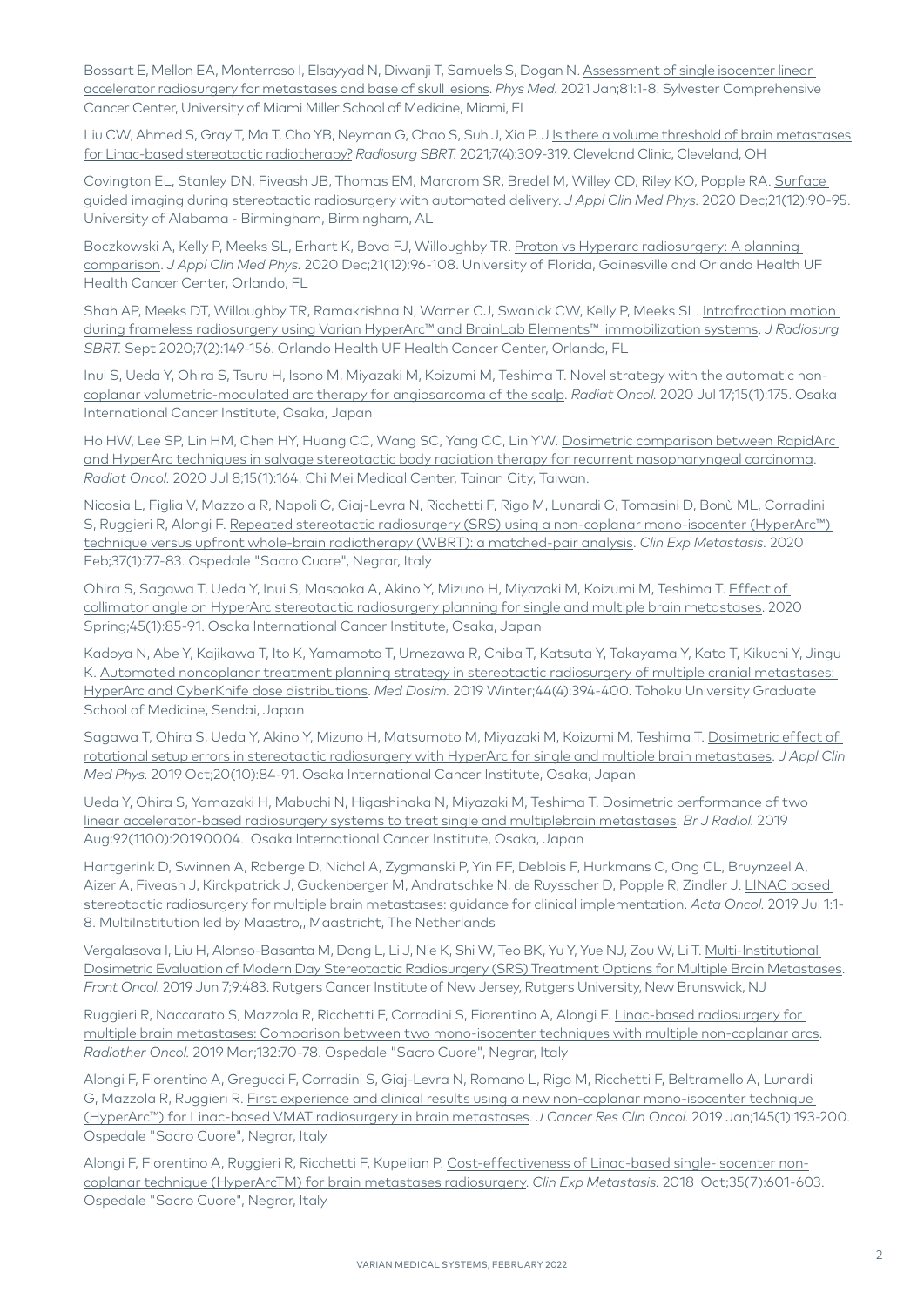Bossart E, Mellon EA, Monterroso I, Elsayyad N, Diwanji T, Samuels S, Dogan N. Assessment of single isocenter linear accelerator radiosurgery for metastases and base of skull lesions. *Phys Med.* 2021 Jan;81:1-8. Sylvester Comprehensive Cancer Center, University of Miami Miller School of Medicine, Miami, FL

Liu CW, Ahmed S, Gray T, Ma T, Cho YB, Neyman G, Chao S, Suh J, Xia P. J Is there a volume threshold of brain metastases for Linac-based stereotactic radiotherapy? *Radiosurg SBRT.* 2021;7(4):309-319. Cleveland Clinic, Cleveland, OH

Covington EL, Stanley DN, Fiveash JB, Thomas EM, Marcrom SR, Bredel M, Willey CD, Riley KO, Popple RA. Surface guided imaging during stereotactic radiosurgery with automated delivery. *J Appl Clin Med Phys.* 2020 Dec;21(12):90-95. University of Alabama - Birmingham, Birmingham, AL

Boczkowski A, Kelly P, Meeks SL, Erhart K, Bova FJ, Willoughby TR. Proton vs Hyperarc radiosurgery: A planning comparison. *J Appl Clin Med Phys.* 2020 Dec;21(12):96-108. University of Florida, Gainesville and Orlando Health UF Health Cancer Center, Orlando, FL

Shah AP, Meeks DT, Willoughby TR, Ramakrishna N, Warner CJ, Swanick CW, Kelly P, Meeks SL. Intrafraction motion during frameless radiosurgery using Varian HyperArc™ and BrainLab Elements™ immobilization systems. *J Radiosurg SBRT.* Sept 2020;7(2):149-156. Orlando Health UF Health Cancer Center, Orlando, FL

Inui S, Ueda Y, Ohira S, Tsuru H, Isono M, Miyazaki M, Koizumi M, Teshima T. Novel strategy with the automatic non-coplanar volumetric-modulated arc therapy for angiosarcoma of the scalp. *Radiat Oncol.* 2020 Jul 17;15(1):175. Osaka International Cancer Institute, Osaka, Japan

Ho HW, Lee SP, Lin HM, Chen HY, Huang CC, Wang SC, Yang CC, Lin YW. Dosimetric comparison between RapidArc and HyperArc techniques in salvage stereotactic body radiation therapy for recurrent nasopharyngeal carcinoma. *Radiat Oncol.* 2020 Jul 8;15(1):164. Chi Mei Medical Center, Tainan City, Taiwan.

Nicosia L, Figlia V, Mazzola R, Napoli G, Giaj-Levra N, Ricchetti F, Rigo M, Lunardi G, Tomasini D, Bonù ML, Corradini S, Ruggieri R, Alongi F. Repeated stereotactic radiosurgery (SRS) using a non-coplanar mono-isocenter (HyperArc™) technique versus upfront whole-brain radiotherapy (WBRT): a matched-pair analysis. *Clin Exp Metastasis.* 2020 Feb;37(1):77-83. Ospedale "Sacro Cuore", Negrar, Italy

Ohira S, Sagawa T, Ueda Y, Inui S, Masaoka A, Akino Y, Mizuno H, Miyazaki M, Koizumi M, Teshima T. Effect of collimator angle on HyperArc stereotactic radiosurgery planning for single and multiple brain metastases. 2020 Spring;45(1):85-91. Osaka International Cancer Institute, Osaka, Japan

Kadoya N, Abe Y, Kajikawa T, Ito K, Yamamoto T, Umezawa R, Chiba T, Katsuta Y, Takayama Y, Kato T, Kikuchi Y, Jingu K. Automated noncoplanar treatment planning strategy in stereotactic radiosurgery of multiple cranial metastases: HyperArc and CyberKnife dose distributions. *Med Dosim.* 2019 Winter;44(4):394-400. Tohoku University Graduate School of Medicine, Sendai, Japan

Sagawa T, Ohira S, Ueda Y, Akino Y, Mizuno H, Matsumoto M, Miyazaki M, Koizumi M, Teshima T. Dosimetric effect of rotational setup errors in stereotactic radiosurgery with HyperArc for single and multiple brain metastases. *J Appl Clin Med Phys.* 2019 Oct;20(10):84-91. Osaka International Cancer Institute, Osaka, Japan

Ueda Y, Ohira S, Yamazaki H, Mabuchi N, Higashinaka N, Miyazaki M, Teshima T. Dosimetric performance of two linear accelerator-based radiosurgery systems to treat single and multiplebrain metastases. *Br J Radiol.* 2019 Aug;92(1100):20190004. Osaka International Cancer Institute, Osaka, Japan

Hartgerink D, Swinnen A, Roberge D, Nichol A, Zygmanski P, Yin FF, Deblois F, Hurkmans C, Ong CL, Bruynzeel A, Aizer A, Fiveash J, Kirckpatrick J, Guckenberger M, Andratschke N, de Ruysscher D, Popple R, Zindler J. LINAC based stereotactic radiosurgery for multiple brain metastases: guidance for clinical implementation. *Acta Oncol.* 2019 Jul 1:1-8. MultiInstitution led by Maastro,, Maastricht, The Netherlands

Vergalasova I, Liu H, Alonso-Basanta M, Dong L, Li J, Nie K, Shi W, Teo BK, Yu Y, Yue NJ, Zou W, Li T. Multi-Institutional Dosimetric Evaluation of Modern Day Stereotactic Radiosurgery (SRS) Treatment Options for Multiple Brain Metastases. *Front Oncol.* 2019 Jun 7;9:483. Rutgers Cancer Institute of New Jersey, Rutgers University, New Brunswick, NJ

Ruggieri R, Naccarato S, Mazzola R, Ricchetti F, Corradini S, Fiorentino A, Alongi F. Linac-based radiosurgery for multiple brain metastases: Comparison between two mono-isocenter techniques with multiple non-coplanar arcs. *Radiother Oncol.* 2019 Mar;132:70-78. Ospedale "Sacro Cuore", Negrar, Italy

Alongi F, Fiorentino A, Gregucci F, Corradini S, Giaj-Levra N, Romano L, Rigo M, Ricchetti F, Beltramello A, Lunardi G, Mazzola R, Ruggieri R. First experience and clinical results using a new non-coplanar mono-isocenter technique (HyperArc™) for Linac-based VMAT radiosurgery in brain metastases. *J Cancer Res Clin Oncol.* 2019 Jan;145(1):193-200. Ospedale "Sacro Cuore", Negrar, Italy

Alongi F, Fiorentino A, Ruggieri R, Ricchetti F, Kupelian P. Cost-effectiveness of Linac-based single-isocenter non-coplanar technique (HyperArcTM) for brain metastases radiosurgery. *Clin Exp Metastasis.* 2018 Oct;35(7):601-603. Ospedale "Sacro Cuore", Negrar, Italy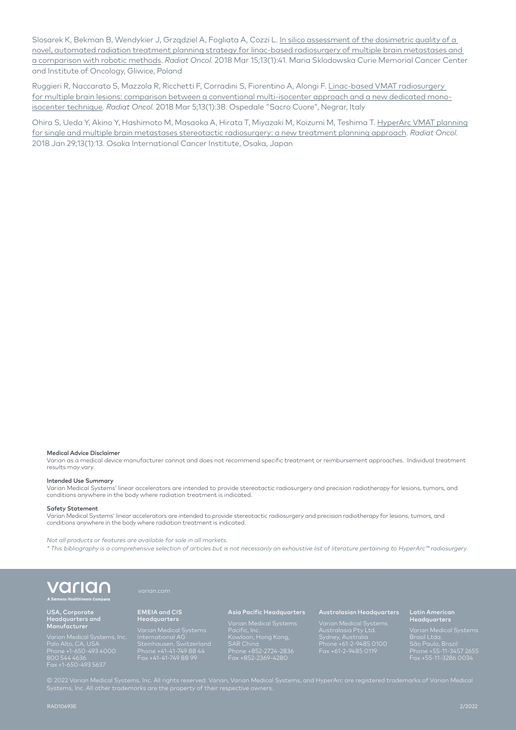Slosarek K, Bekman B, Wendykier J, Grządziel A, Fogliata A, Cozzi L. In silico assessment of the dosimetric quality of a novel, automated radiation treatment planning strategy for linac-based radiosurgery of multiple brain metastases and a comparison with robotic methods. *Radiat Oncol.* 2018 Mar 15;13(1):41. Maria Sklodowska Curie Memorial Cancer Center and Institute of Oncology, Gliwice, Poland

Ruggieri R, Naccarato S, Mazzola R, Ricchetti F, Corradini S, Fiorentino A, Alongi F. Linac-based VMAT radiosurgery for multiple brain lesions: comparison between a conventional multi-isocenter approach and a new dedicated mono-isocenter technique. *Radiat Oncol.* 2018 Mar 5;13(1):38. Ospedale "Sacro Cuore", Negrar, Italy

Ohira S, Ueda Y, Akino Y, Hashimoto M, Masaoka A, Hirata T, Miyazaki M, Koizumi M, Teshima T. HyperArc VMAT planning for single and multiple brain metastases stereotactic radiosurgery: a new treatment planning approach. *Radiat Oncol.* 2018 Jan 29;13(1):13. Osaka International Cancer Institute, Osaka, Japan

**Medical Advice Disclaimer**
Varian as a medical device manufacturer cannot and does not recommend specific treatment or reimbursement approaches. Individual treatment results may vary.

**Intended Use Summary**
Varian Medical Systems' linear accelerators are intended to provide stereotactic radiosurgery and precision radiotherapy for lesions, tumors, and conditions anywhere in the body where radiation treatment is indicated.

**Safety Statement**
Varian Medical Systems' linear accelerators are intended to provide stereotactic radiosurgery and precision radiotherapy for lesions, tumors, and conditions anywhere in the body where radiation treatment is indicated.

*Not all products or features are available for sale in all markets.*

*\* This bibliography is a comprehensive selection of articles but is not necessarily an exhaustive list of literature pertaining to HyperArc™ radiosurgery.*

varian
A Siemens Healthineers Company

varian.com

**USA, Corporate Headquarters and Manufacturer**
Varian Medical Systems, Inc.
Palo Alto, CA, USA
Phone +1-650-493 4000
800 544 4636
Fax +1-650-493 5637

**EMEIA and CIS Headquarters**
Varian Medical Systems International AG
Steinhausen, Switzerland
Phone +41-41-749 88 44
Fax +41-41-749 88 99

**Asia Pacific Headquarters**
Varian Medical Systems Pacific, Inc.
Kowloon, Hong Kong, SAR China
Phone +852-2724-2836
Fax +852-2369-4280

**Australasian Headquarters**
Varian Medical Systems Australasia Pty Ltd.
Sydney, Australia
Phone +61-2-9485 0100
Fax +61-2-9485 0119

**Latin American Headquarters**
Varian Medical Systems Brasil Ltda.
São Paulo, Brazil
Phone +55-11-3457 2655
Fax +55-11-3286 0034

© 2022 Varian Medical Systems, Inc. All rights reserved. Varian, Varian Medical Systems, and HyperArc are registered trademarks of Varian Medical Systems, Inc. All other trademarks are the property of their respective owners.

RAD10693E 2/2022